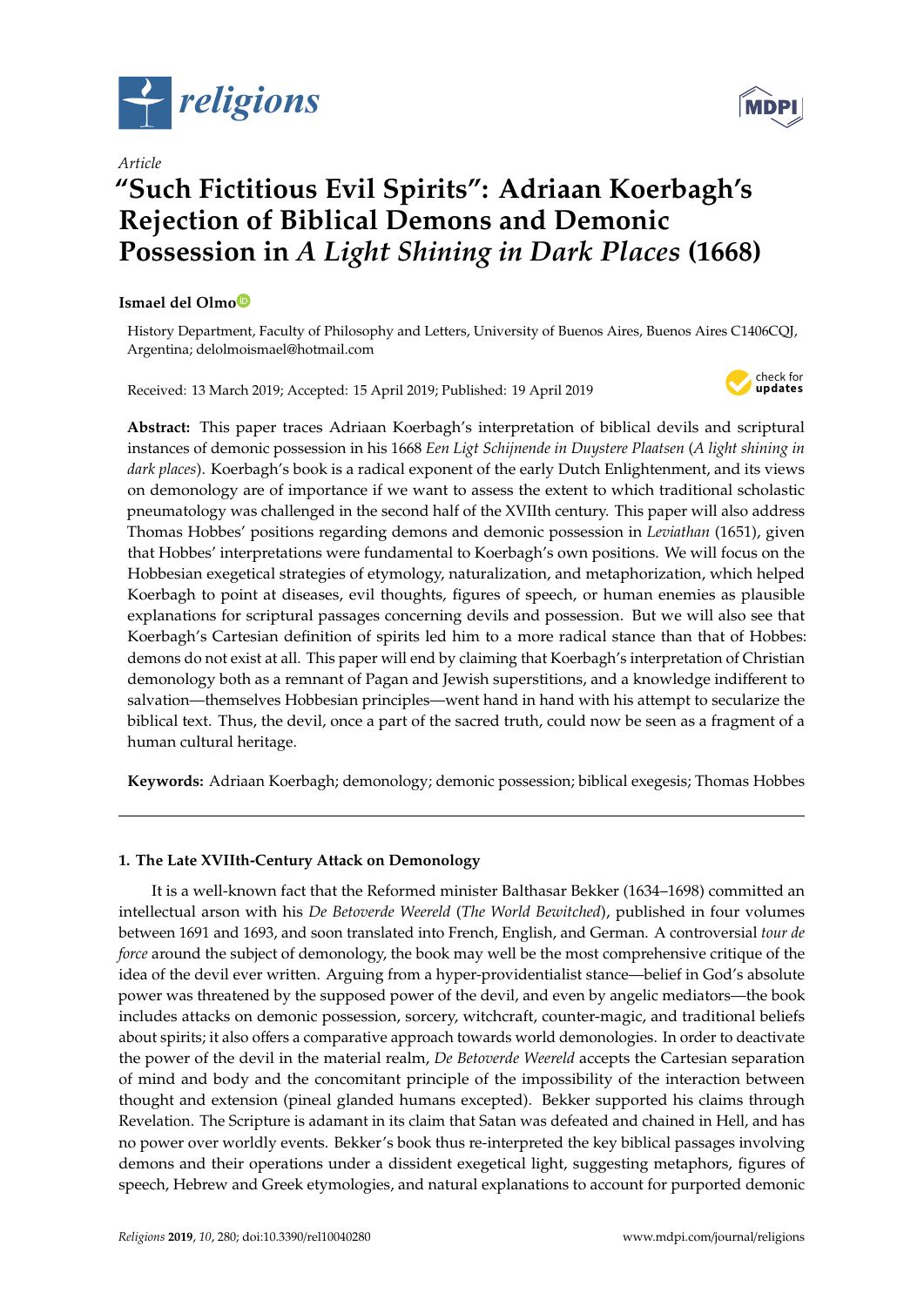*Article*

# "Such Fictitious Evil Spirits": Adriaan Koerbagh's Rejection of Biblical Demons and Demonic Possession in *A Light Shining in Dark Places* (1668)

**Ismael del Olmo**

History Department, Faculty of Philosophy and Letters, University of Buenos Aires, Buenos Aires C1406CQJ, Argentina; delolmoismael@hotmail.com

Received: 13 March 2019; Accepted: 15 April 2019; Published: 19 April 2019

**Abstract:** This paper traces Adriaan Koerbagh's interpretation of biblical devils and scriptural instances of demonic possession in his 1668 *Een Ligt Schijnende in Duystere Plaatsen* (*A light shining in dark places*). Koerbagh's book is a radical exponent of the early Dutch Enlightenment, and its views on demonology are of importance if we want to assess the extent to which traditional scholastic pneumatology was challenged in the second half of the XVIIth century. This paper will also address Thomas Hobbes' positions regarding demons and demonic possession in *Leviathan* (1651), given that Hobbes' interpretations were fundamental to Koerbagh's own positions. We will focus on the Hobbesian exegetical strategies of etymology, naturalization, and metaphorization, which helped Koerbagh to point at diseases, evil thoughts, figures of speech, or human enemies as plausible explanations for scriptural passages concerning devils and possession. But we will also see that Koerbagh's Cartesian definition of spirits led him to a more radical stance than that of Hobbes: demons do not exist at all. This paper will end by claiming that Koerbagh's interpretation of Christian demonology both as a remnant of Pagan and Jewish superstitions, and a knowledge indifferent to salvation—themselves Hobbesian principles—went hand in hand with his attempt to secularize the biblical text. Thus, the devil, once a part of the sacred truth, could now be seen as a fragment of a human cultural heritage.

**Keywords:** Adriaan Koerbagh; demonology; demonic possession; biblical exegesis; Thomas Hobbes

## 1. The Late XVIIth-Century Attack on Demonology

It is a well-known fact that the Reformed minister Balthasar Bekker (1634–1698) committed an intellectual arson with his *De Betoverde Weereld* (*The World Bewitched*), published in four volumes between 1691 and 1693, and soon translated into French, English, and German. A controversial *tour de force* around the subject of demonology, the book may well be the most comprehensive critique of the idea of the devil ever written. Arguing from a hyper-providentialist stance—belief in God's absolute power was threatened by the supposed power of the devil, and even by angelic mediators—the book includes attacks on demonic possession, sorcery, witchcraft, counter-magic, and traditional beliefs about spirits; it also offers a comparative approach towards world demonologies. In order to deactivate the power of the devil in the material realm, *De Betoverde Weereld* accepts the Cartesian separation of mind and body and the concomitant principle of the impossibility of the interaction between thought and extension (pineal glanded humans excepted). Bekker supported his claims through Revelation. The Scripture is adamant in its claim that Satan was defeated and chained in Hell, and has no power over worldly events. Bekker's book thus re-interpreted the key biblical passages involving demons and their operations under a dissident exegetical light, suggesting metaphors, figures of speech, Hebrew and Greek etymologies, and natural explanations to account for purported demonic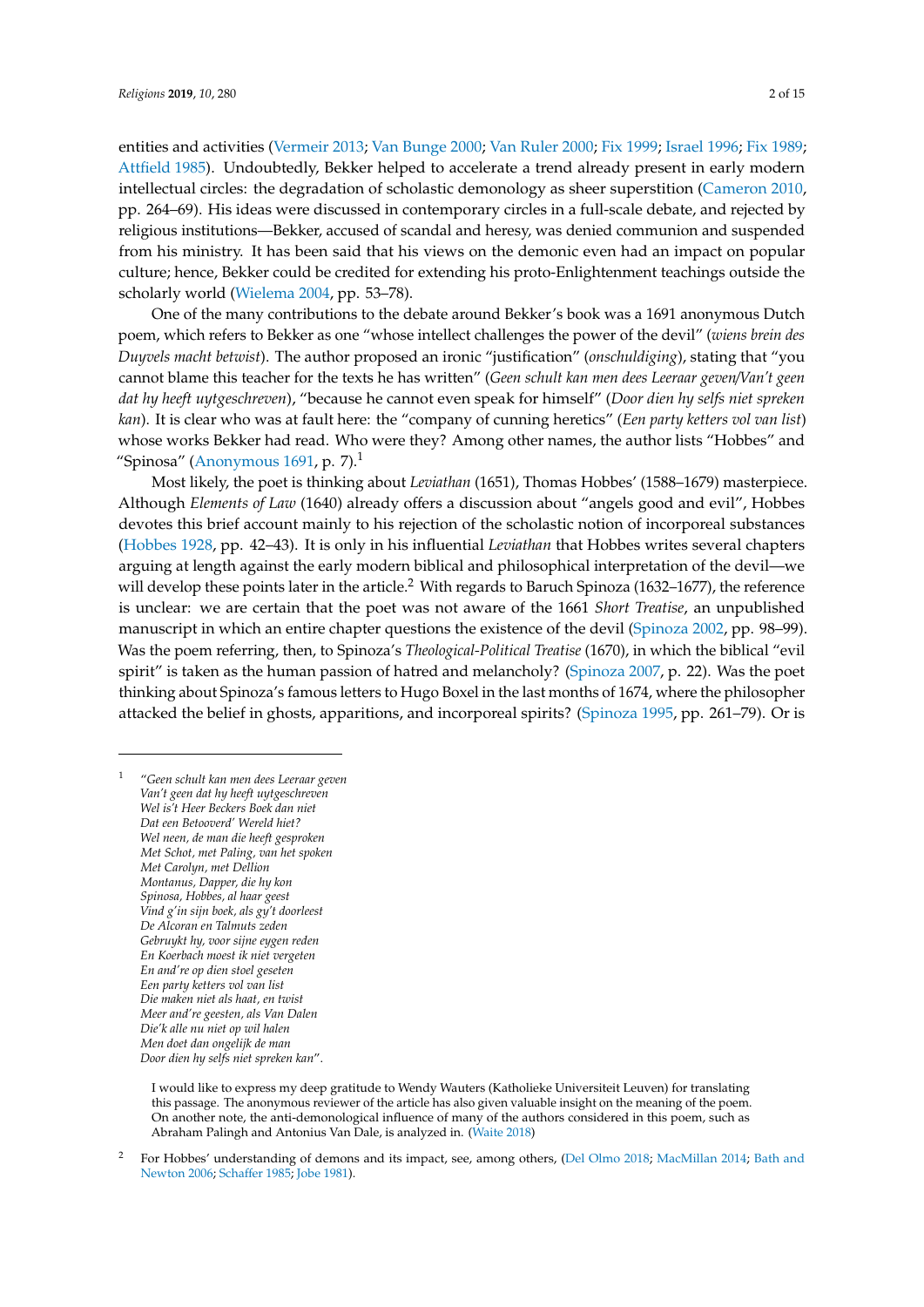entities and activities (Vermeir 2013; Van Bunge 2000; Van Ruler 2000; Fix 1999; Israel 1996; Fix 1989; Attfield 1985). Undoubtedly, Bekker helped to accelerate a trend already present in early modern intellectual circles: the degradation of scholastic demonology as sheer superstition (Cameron 2010, pp. 264–69). His ideas were discussed in contemporary circles in a full-scale debate, and rejected by religious institutions—Bekker, accused of scandal and heresy, was denied communion and suspended from his ministry. It has been said that his views on the demonic even had an impact on popular culture; hence, Bekker could be credited for extending his proto-Enlightenment teachings outside the scholarly world (Wielema 2004, pp. 53–78).

One of the many contributions to the debate around Bekker's book was a 1691 anonymous Dutch poem, which refers to Bekker as one "whose intellect challenges the power of the devil" (*wiens brein des Duyvels macht betwist*). The author proposed an ironic "justification" (*onschuldiging*), stating that "you cannot blame this teacher for the texts he has written" (*Geen schult kan men dees Leeraar geven/Van't geen dat hy heeft uytgeschreven*), "because he cannot even speak for himself" (*Door dien hy selfs niet spreken kan*). It is clear who was at fault here: the "company of cunning heretics" (*Een party ketters vol van list*) whose works Bekker had read. Who were they? Among other names, the author lists "Hobbes" and "Spinosa" (Anonymous 1691, p. 7).[1]

Most likely, the poet is thinking about *Leviathan* (1651), Thomas Hobbes' (1588–1679) masterpiece. Although *Elements of Law* (1640) already offers a discussion about "angels good and evil", Hobbes devotes this brief account mainly to his rejection of the scholastic notion of incorporeal substances (Hobbes 1928, pp. 42–43). It is only in his influential *Leviathan* that Hobbes writes several chapters arguing at length against the early modern biblical and philosophical interpretation of the devil—we will develop these points later in the article.[2] With regards to Baruch Spinoza (1632–1677), the reference is unclear: we are certain that the poet was not aware of the 1661 *Short Treatise*, an unpublished manuscript in which an entire chapter questions the existence of the devil (Spinoza 2002, pp. 98–99). Was the poem referring, then, to Spinoza's *Theological-Political Treatise* (1670), in which the biblical "evil spirit" is taken as the human passion of hatred and melancholy? (Spinoza 2007, p. 22). Was the poet thinking about Spinoza's famous letters to Hugo Boxel in the last months of 1674, where the philosopher attacked the belief in ghosts, apparitions, and incorporeal spirits? (Spinoza 1995, pp. 261–79). Or is

---

[1] "*Geen schult kan men dees Leeraar geven*
*Van't geen dat hy heeft uytgeschreven*
*Wel is't Heer Beckers Boek dan niet*
*Dat een Betooverd' Wereld hiet?*
*Wel neen, de man die heeft gesproken*
*Met Schot, met Paling, van het spoken*
*Met Carolyn, met Dellion*
*Montanus, Dapper, die hy kon*
*Spinosa, Hobbes, al haar geest*
*Vind g'in sijn boek, als gy't doorleest*
*De Alcoran en Talmuts zeden*
*Gebruykt hy, voor sijne eygen reden*
*En Koerbach moest ik niet vergeten*
*En and're op dien stoel geseten*
*Een party ketters vol van list*
*Die maken niet als haat, en twist*
*Meer and're geesten, als Van Dalen*
*Die'k alle nu niet op wil halen*
*Men doet dan ongelijk de man*
*Door dien hy selfs niet spreken kan*".

I would like to express my deep gratitude to Wendy Wauters (Katholieke Universiteit Leuven) for translating this passage. The anonymous reviewer of the article has also given valuable insight on the meaning of the poem. On another note, the anti-demonological influence of many of the authors considered in this poem, such as Abraham Palingh and Antonius Van Dale, is analyzed in. (Waite 2018)

[2] For Hobbes' understanding of demons and its impact, see, among others, (Del Olmo 2018; MacMillan 2014; Bath and Newton 2006; Schaffer 1985; Jobe 1981).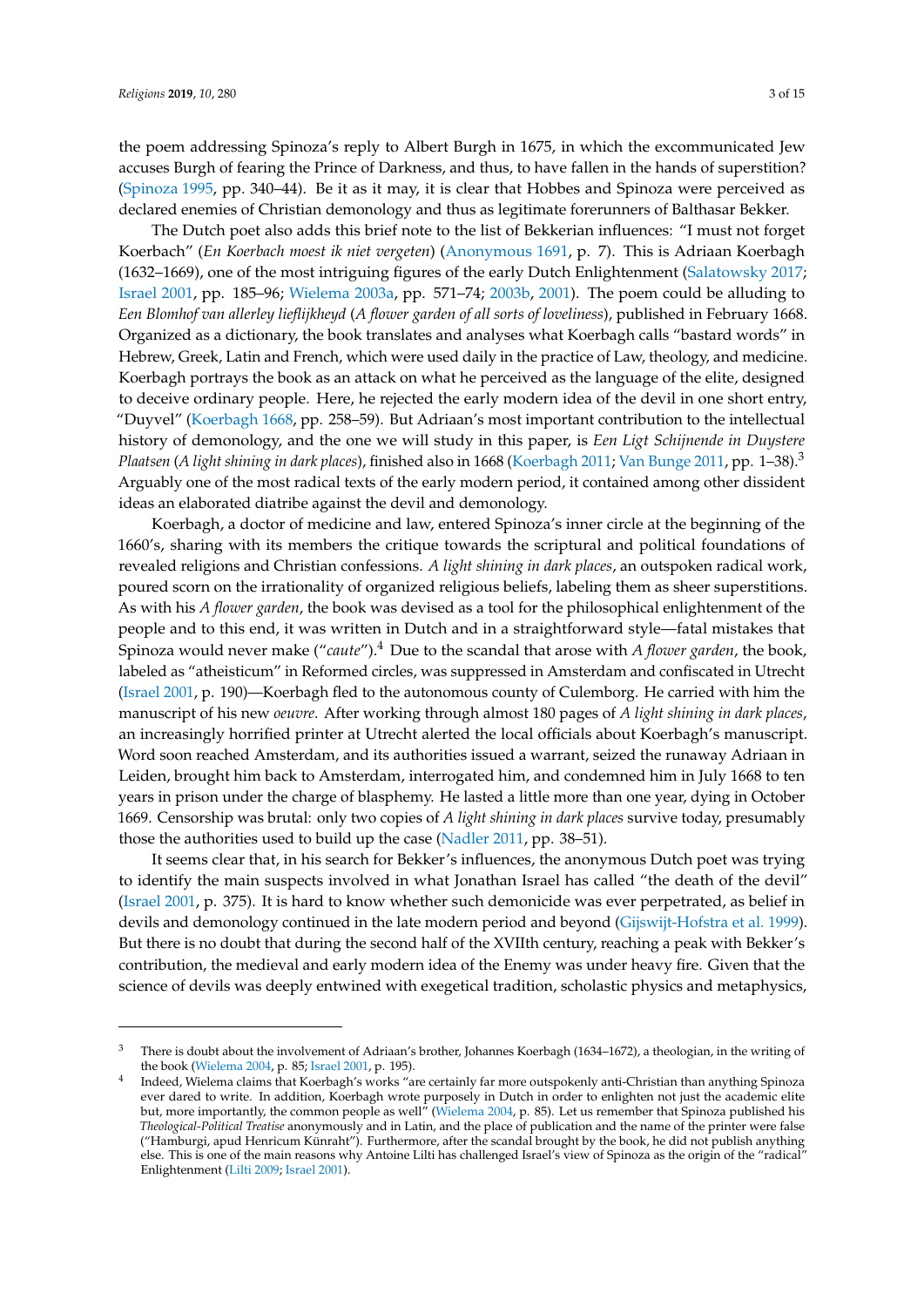the poem addressing Spinoza's reply to Albert Burgh in 1675, in which the excommunicated Jew accuses Burgh of fearing the Prince of Darkness, and thus, to have fallen in the hands of superstition? (Spinoza 1995, pp. 340–44). Be it as it may, it is clear that Hobbes and Spinoza were perceived as declared enemies of Christian demonology and thus as legitimate forerunners of Balthasar Bekker.

The Dutch poet also adds this brief note to the list of Bekkerian influences: "I must not forget Koerbach" (*En Koerbach moest ik niet vergeten*) (Anonymous 1691, p. 7). This is Adriaan Koerbagh (1632–1669), one of the most intriguing figures of the early Dutch Enlightenment (Salatowsky 2017; Israel 2001, pp. 185–96; Wielema 2003a, pp. 571–74; 2003b, 2001). The poem could be alluding to *Een Blomhof van allerley lieflijkheyd* (*A flower garden of all sorts of loveliness*), published in February 1668. Organized as a dictionary, the book translates and analyses what Koerbagh calls "bastard words" in Hebrew, Greek, Latin and French, which were used daily in the practice of Law, theology, and medicine. Koerbagh portrays the book as an attack on what he perceived as the language of the elite, designed to deceive ordinary people. Here, he rejected the early modern idea of the devil in one short entry, "Duyvel" (Koerbagh 1668, pp. 258–59). But Adriaan's most important contribution to the intellectual history of demonology, and the one we will study in this paper, is *Een Ligt Schijnende in Duystere Plaatsen* (*A light shining in dark places*), finished also in 1668 (Koerbagh 2011; Van Bunge 2011, pp. 1–38).[3] Arguably one of the most radical texts of the early modern period, it contained among other dissident ideas an elaborated diatribe against the devil and demonology.

Koerbagh, a doctor of medicine and law, entered Spinoza's inner circle at the beginning of the 1660's, sharing with its members the critique towards the scriptural and political foundations of revealed religions and Christian confessions. *A light shining in dark places*, an outspoken radical work, poured scorn on the irrationality of organized religious beliefs, labeling them as sheer superstitions. As with his *A flower garden*, the book was devised as a tool for the philosophical enlightenment of the people and to this end, it was written in Dutch and in a straightforward style—fatal mistakes that Spinoza would never make ("*caute*").[4] Due to the scandal that arose with *A flower garden*, the book, labeled as "atheisticum" in Reformed circles, was suppressed in Amsterdam and confiscated in Utrecht (Israel 2001, p. 190)—Koerbagh fled to the autonomous county of Culemborg. He carried with him the manuscript of his new *oeuvre*. After working through almost 180 pages of *A light shining in dark places*, an increasingly horrified printer at Utrecht alerted the local officials about Koerbagh's manuscript. Word soon reached Amsterdam, and its authorities issued a warrant, seized the runaway Adriaan in Leiden, brought him back to Amsterdam, interrogated him, and condemned him in July 1668 to ten years in prison under the charge of blasphemy. He lasted a little more than one year, dying in October 1669. Censorship was brutal: only two copies of *A light shining in dark places* survive today, presumably those the authorities used to build up the case (Nadler 2011, pp. 38–51).

It seems clear that, in his search for Bekker's influences, the anonymous Dutch poet was trying to identify the main suspects involved in what Jonathan Israel has called "the death of the devil" (Israel 2001, p. 375). It is hard to know whether such demonicide was ever perpetrated, as belief in devils and demonology continued in the late modern period and beyond (Gijswijt-Hofstra et al. 1999). But there is no doubt that during the second half of the XVIIth century, reaching a peak with Bekker's contribution, the medieval and early modern idea of the Enemy was under heavy fire. Given that the science of devils was deeply entwined with exegetical tradition, scholastic physics and metaphysics,

---

[3] There is doubt about the involvement of Adriaan's brother, Johannes Koerbagh (1634–1672), a theologian, in the writing of the book (Wielema 2004, p. 85; Israel 2001, p. 195).

[4] Indeed, Wielema claims that Koerbagh's works "are certainly far more outspokenly anti-Christian than anything Spinoza ever dared to write. In addition, Koerbagh wrote purposely in Dutch in order to enlighten not just the academic elite but, more importantly, the common people as well" (Wielema 2004, p. 85). Let us remember that Spinoza published his *Theological-Political Treatise* anonymously and in Latin, and the place of publication and the name of the printer were false ("Hamburgi, apud Henricum Künraht"). Furthermore, after the scandal brought by the book, he did not publish anything else. This is one of the main reasons why Antoine Lilti has challenged Israel's view of Spinoza as the origin of the "radical" Enlightenment (Lilti 2009; Israel 2001).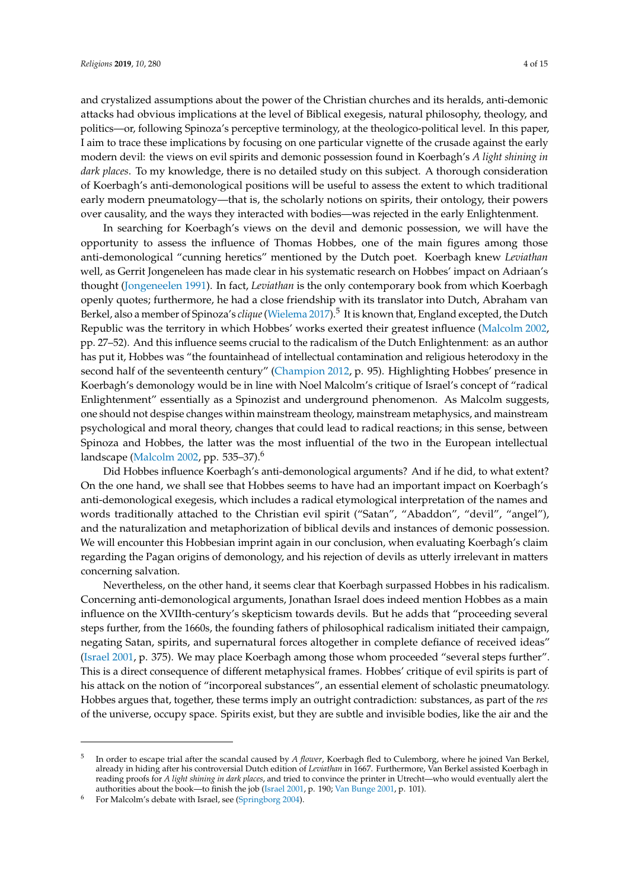and crystalized assumptions about the power of the Christian churches and its heralds, anti-demonic attacks had obvious implications at the level of Biblical exegesis, natural philosophy, theology, and politics—or, following Spinoza's perceptive terminology, at the theologico-political level. In this paper, I aim to trace these implications by focusing on one particular vignette of the crusade against the early modern devil: the views on evil spirits and demonic possession found in Koerbagh's *A light shining in dark places*. To my knowledge, there is no detailed study on this subject. A thorough consideration of Koerbagh's anti-demonological positions will be useful to assess the extent to which traditional early modern pneumatology—that is, the scholarly notions on spirits, their ontology, their powers over causality, and the ways they interacted with bodies—was rejected in the early Enlightenment.

In searching for Koerbagh's views on the devil and demonic possession, we will have the opportunity to assess the influence of Thomas Hobbes, one of the main figures among those anti-demonological "cunning heretics" mentioned by the Dutch poet. Koerbagh knew *Leviathan* well, as Gerrit Jongeneleen has made clear in his systematic research on Hobbes' impact on Adriaan's thought (Jongeneelen 1991). In fact, *Leviathan* is the only contemporary book from which Koerbagh openly quotes; furthermore, he had a close friendship with its translator into Dutch, Abraham van Berkel, also a member of Spinoza's *clique* (Wielema 2017).[5] It is known that, England excepted, the Dutch Republic was the territory in which Hobbes' works exerted their greatest influence (Malcolm 2002, pp. 27–52). And this influence seems crucial to the radicalism of the Dutch Enlightenment: as an author has put it, Hobbes was "the fountainhead of intellectual contamination and religious heterodoxy in the second half of the seventeenth century" (Champion 2012, p. 95). Highlighting Hobbes' presence in Koerbagh's demonology would be in line with Noel Malcolm's critique of Israel's concept of "radical Enlightenment" essentially as a Spinozist and underground phenomenon. As Malcolm suggests, one should not despise changes within mainstream theology, mainstream metaphysics, and mainstream psychological and moral theory, changes that could lead to radical reactions; in this sense, between Spinoza and Hobbes, the latter was the most influential of the two in the European intellectual landscape (Malcolm 2002, pp. 535–37).[6]

Did Hobbes influence Koerbagh's anti-demonological arguments? And if he did, to what extent? On the one hand, we shall see that Hobbes seems to have had an important impact on Koerbagh's anti-demonological exegesis, which includes a radical etymological interpretation of the names and words traditionally attached to the Christian evil spirit ("Satan", "Abaddon", "devil", "angel"), and the naturalization and metaphorization of biblical devils and instances of demonic possession. We will encounter this Hobbesian imprint again in our conclusion, when evaluating Koerbagh's claim regarding the Pagan origins of demonology, and his rejection of devils as utterly irrelevant in matters concerning salvation.

Nevertheless, on the other hand, it seems clear that Koerbagh surpassed Hobbes in his radicalism. Concerning anti-demonological arguments, Jonathan Israel does indeed mention Hobbes as a main influence on the XVIIth-century's skepticism towards devils. But he adds that "proceeding several steps further, from the 1660s, the founding fathers of philosophical radicalism initiated their campaign, negating Satan, spirits, and supernatural forces altogether in complete defiance of received ideas" (Israel 2001, p. 375). We may place Koerbagh among those whom proceeded "several steps further". This is a direct consequence of different metaphysical frames. Hobbes' critique of evil spirits is part of his attack on the notion of "incorporeal substances", an essential element of scholastic pneumatology. Hobbes argues that, together, these terms imply an outright contradiction: substances, as part of the *res* of the universe, occupy space. Spirits exist, but they are subtle and invisible bodies, like the air and the

---

[5] In order to escape trial after the scandal caused by *A flower*, Koerbagh fled to Culemborg, where he joined Van Berkel, already in hiding after his controversial Dutch edition of *Leviathan* in 1667. Furthermore, Van Berkel assisted Koerbagh in reading proofs for *A light shining in dark places*, and tried to convince the printer in Utrecht—who would eventually alert the authorities about the book—to finish the job (Israel 2001, p. 190; Van Bunge 2001, p. 101).

[6] For Malcolm's debate with Israel, see (Springborg 2004).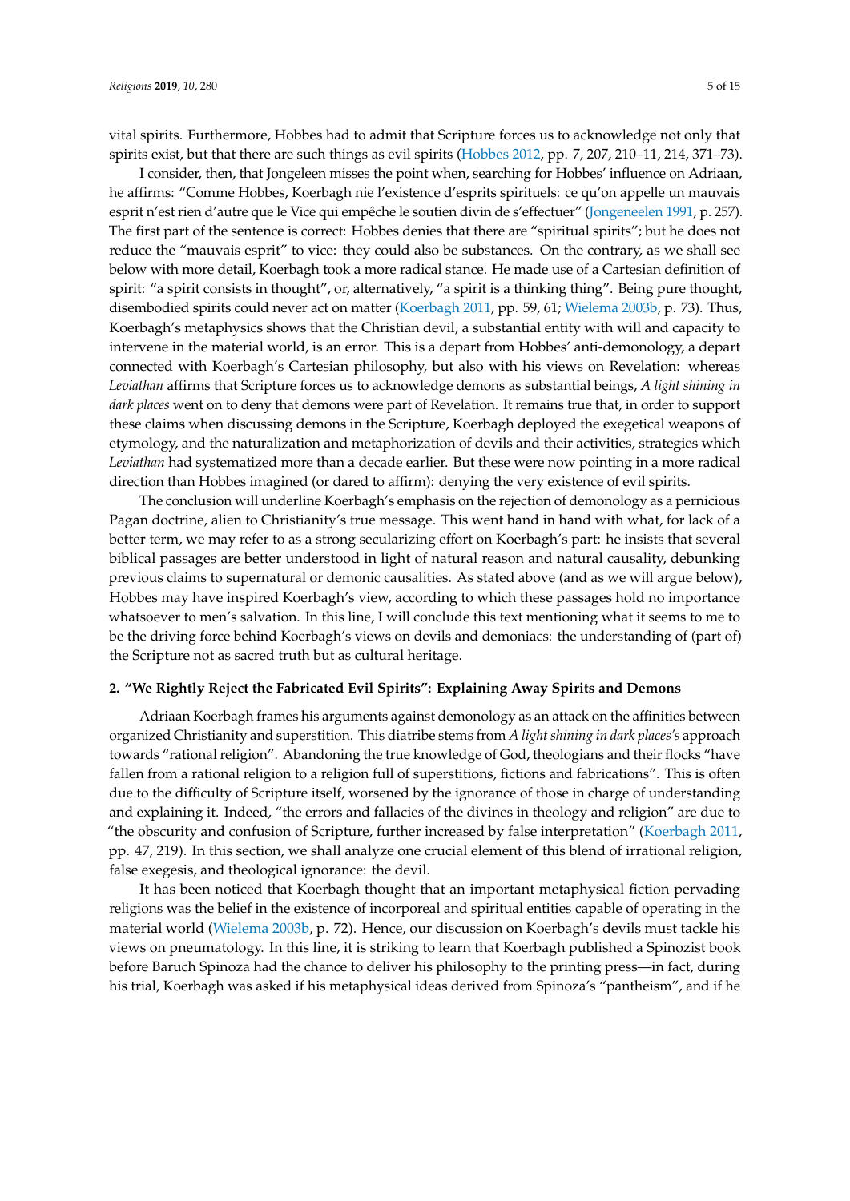vital spirits. Furthermore, Hobbes had to admit that Scripture forces us to acknowledge not only that spirits exist, but that there are such things as evil spirits (Hobbes 2012, pp. 7, 207, 210–11, 214, 371–73).

I consider, then, that Jongeleen misses the point when, searching for Hobbes' influence on Adriaan, he affirms: "Comme Hobbes, Koerbagh nie l'existence d'esprits spirituels: ce qu'on appelle un mauvais esprit n'est rien d'autre que le Vice qui empêche le soutien divin de s'effectuer" (Jongeneelen 1991, p. 257). The first part of the sentence is correct: Hobbes denies that there are "spiritual spirits"; but he does not reduce the "mauvais esprit" to vice: they could also be substances. On the contrary, as we shall see below with more detail, Koerbagh took a more radical stance. He made use of a Cartesian definition of spirit: "a spirit consists in thought", or, alternatively, "a spirit is a thinking thing". Being pure thought, disembodied spirits could never act on matter (Koerbagh 2011, pp. 59, 61; Wielema 2003b, p. 73). Thus, Koerbagh's metaphysics shows that the Christian devil, a substantial entity with will and capacity to intervene in the material world, is an error. This is a depart from Hobbes' anti-demonology, a depart connected with Koerbagh's Cartesian philosophy, but also with his views on Revelation: whereas *Leviathan* affirms that Scripture forces us to acknowledge demons as substantial beings, *A light shining in dark places* went on to deny that demons were part of Revelation. It remains true that, in order to support these claims when discussing demons in the Scripture, Koerbagh deployed the exegetical weapons of etymology, and the naturalization and metaphorization of devils and their activities, strategies which *Leviathan* had systematized more than a decade earlier. But these were now pointing in a more radical direction than Hobbes imagined (or dared to affirm): denying the very existence of evil spirits.

The conclusion will underline Koerbagh's emphasis on the rejection of demonology as a pernicious Pagan doctrine, alien to Christianity's true message. This went hand in hand with what, for lack of a better term, we may refer to as a strong secularizing effort on Koerbagh's part: he insists that several biblical passages are better understood in light of natural reason and natural causality, debunking previous claims to supernatural or demonic causalities. As stated above (and as we will argue below), Hobbes may have inspired Koerbagh's view, according to which these passages hold no importance whatsoever to men's salvation. In this line, I will conclude this text mentioning what it seems to me to be the driving force behind Koerbagh's views on devils and demoniacs: the understanding of (part of) the Scripture not as sacred truth but as cultural heritage.

## 2. "We Rightly Reject the Fabricated Evil Spirits": Explaining Away Spirits and Demons

Adriaan Koerbagh frames his arguments against demonology as an attack on the affinities between organized Christianity and superstition. This diatribe stems from *A light shining in dark places's* approach towards "rational religion". Abandoning the true knowledge of God, theologians and their flocks "have fallen from a rational religion to a religion full of superstitions, fictions and fabrications". This is often due to the difficulty of Scripture itself, worsened by the ignorance of those in charge of understanding and explaining it. Indeed, "the errors and fallacies of the divines in theology and religion" are due to "the obscurity and confusion of Scripture, further increased by false interpretation" (Koerbagh 2011, pp. 47, 219). In this section, we shall analyze one crucial element of this blend of irrational religion, false exegesis, and theological ignorance: the devil.

It has been noticed that Koerbagh thought that an important metaphysical fiction pervading religions was the belief in the existence of incorporeal and spiritual entities capable of operating in the material world (Wielema 2003b, p. 72). Hence, our discussion on Koerbagh's devils must tackle his views on pneumatology. In this line, it is striking to learn that Koerbagh published a Spinozist book before Baruch Spinoza had the chance to deliver his philosophy to the printing press—in fact, during his trial, Koerbagh was asked if his metaphysical ideas derived from Spinoza's "pantheism", and if he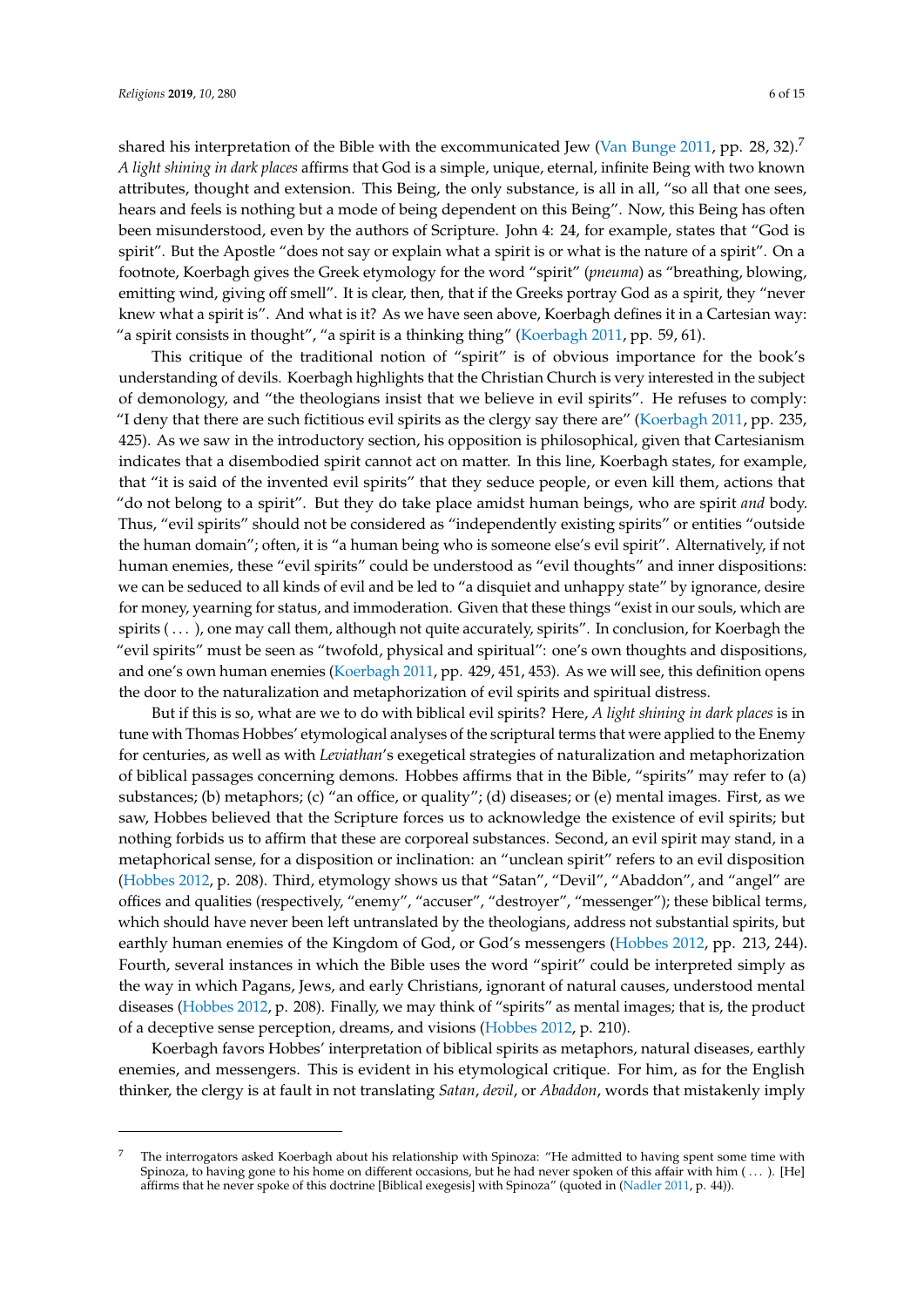shared his interpretation of the Bible with the excommunicated Jew (Van Bunge 2011, pp. 28, 32).[7] *A light shining in dark places* affirms that God is a simple, unique, eternal, infinite Being with two known attributes, thought and extension. This Being, the only substance, is all in all, "so all that one sees, hears and feels is nothing but a mode of being dependent on this Being". Now, this Being has often been misunderstood, even by the authors of Scripture. John 4: 24, for example, states that "God is spirit". But the Apostle "does not say or explain what a spirit is or what is the nature of a spirit". On a footnote, Koerbagh gives the Greek etymology for the word "spirit" (*pneuma*) as "breathing, blowing, emitting wind, giving off smell". It is clear, then, that if the Greeks portray God as a spirit, they "never knew what a spirit is". And what is it? As we have seen above, Koerbagh defines it in a Cartesian way: "a spirit consists in thought", "a spirit is a thinking thing" (Koerbagh 2011, pp. 59, 61).

This critique of the traditional notion of "spirit" is of obvious importance for the book's understanding of devils. Koerbagh highlights that the Christian Church is very interested in the subject of demonology, and "the theologians insist that we believe in evil spirits". He refuses to comply: "I deny that there are such fictitious evil spirits as the clergy say there are" (Koerbagh 2011, pp. 235, 425). As we saw in the introductory section, his opposition is philosophical, given that Cartesianism indicates that a disembodied spirit cannot act on matter. In this line, Koerbagh states, for example, that "it is said of the invented evil spirits" that they seduce people, or even kill them, actions that "do not belong to a spirit". But they do take place amidst human beings, who are spirit *and* body. Thus, "evil spirits" should not be considered as "independently existing spirits" or entities "outside the human domain"; often, it is "a human being who is someone else's evil spirit". Alternatively, if not human enemies, these "evil spirits" could be understood as "evil thoughts" and inner dispositions: we can be seduced to all kinds of evil and be led to "a disquiet and unhappy state" by ignorance, desire for money, yearning for status, and immoderation. Given that these things "exist in our souls, which are spirits ( ... ), one may call them, although not quite accurately, spirits". In conclusion, for Koerbagh the "evil spirits" must be seen as "twofold, physical and spiritual": one's own thoughts and dispositions, and one's own human enemies (Koerbagh 2011, pp. 429, 451, 453). As we will see, this definition opens the door to the naturalization and metaphorization of evil spirits and spiritual distress.

But if this is so, what are we to do with biblical evil spirits? Here, *A light shining in dark places* is in tune with Thomas Hobbes' etymological analyses of the scriptural terms that were applied to the Enemy for centuries, as well as with *Leviathan*'s exegetical strategies of naturalization and metaphorization of biblical passages concerning demons. Hobbes affirms that in the Bible, "spirits" may refer to (a) substances; (b) metaphors; (c) "an office, or quality"; (d) diseases; or (e) mental images. First, as we saw, Hobbes believed that the Scripture forces us to acknowledge the existence of evil spirits; but nothing forbids us to affirm that these are corporeal substances. Second, an evil spirit may stand, in a metaphorical sense, for a disposition or inclination: an "unclean spirit" refers to an evil disposition (Hobbes 2012, p. 208). Third, etymology shows us that "Satan", "Devil", "Abaddon", and "angel" are offices and qualities (respectively, "enemy", "accuser", "destroyer", "messenger"); these biblical terms, which should have never been left untranslated by the theologians, address not substantial spirits, but earthly human enemies of the Kingdom of God, or God's messengers (Hobbes 2012, pp. 213, 244). Fourth, several instances in which the Bible uses the word "spirit" could be interpreted simply as the way in which Pagans, Jews, and early Christians, ignorant of natural causes, understood mental diseases (Hobbes 2012, p. 208). Finally, we may think of "spirits" as mental images; that is, the product of a deceptive sense perception, dreams, and visions (Hobbes 2012, p. 210).

Koerbagh favors Hobbes' interpretation of biblical spirits as metaphors, natural diseases, earthly enemies, and messengers. This is evident in his etymological critique. For him, as for the English thinker, the clergy is at fault in not translating *Satan*, *devil*, or *Abaddon*, words that mistakenly imply

---

[7] The interrogators asked Koerbagh about his relationship with Spinoza: "He admitted to having spent some time with Spinoza, to having gone to his home on different occasions, but he had never spoken of this affair with him ( ... ). [He] affirms that he never spoke of this doctrine [Biblical exegesis] with Spinoza" (quoted in (Nadler 2011, p. 44)).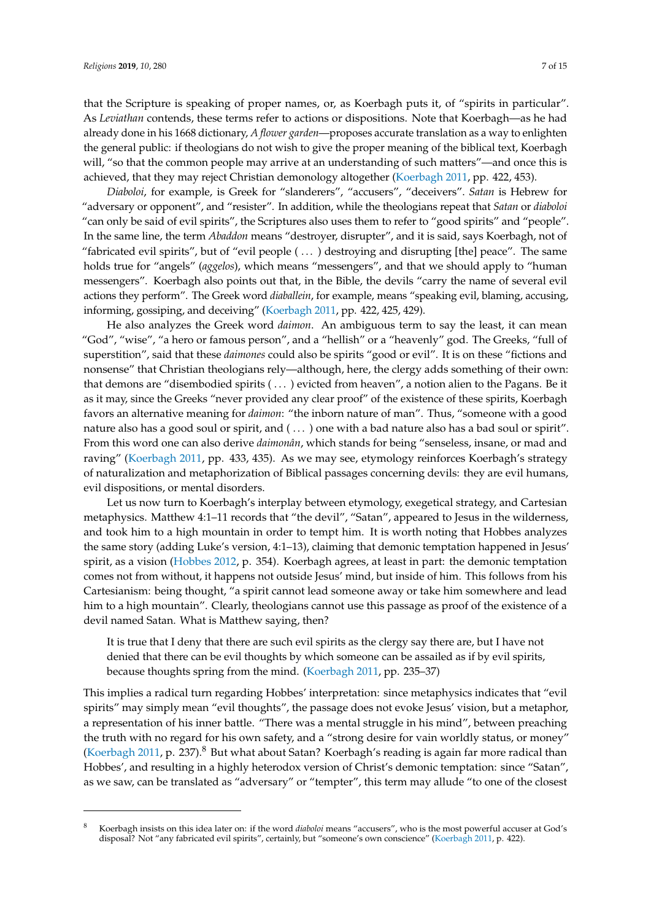that the Scripture is speaking of proper names, or, as Koerbagh puts it, of "spirits in particular". As *Leviathan* contends, these terms refer to actions or dispositions. Note that Koerbagh—as he had already done in his 1668 dictionary, *A flower garden*—proposes accurate translation as a way to enlighten the general public: if theologians do not wish to give the proper meaning of the biblical text, Koerbagh will, "so that the common people may arrive at an understanding of such matters"—and once this is achieved, that they may reject Christian demonology altogether (Koerbagh 2011, pp. 422, 453).

*Diaboloi*, for example, is Greek for "slanderers", "accusers", "deceivers". *Satan* is Hebrew for "adversary or opponent", and "resister". In addition, while the theologians repeat that *Satan* or *diaboloi* "can only be said of evil spirits", the Scriptures also uses them to refer to "good spirits" and "people". In the same line, the term *Abaddon* means "destroyer, disrupter", and it is said, says Koerbagh, not of "fabricated evil spirits", but of "evil people ( ... ) destroying and disrupting [the] peace". The same holds true for "angels" (*aggelos*), which means "messengers", and that we should apply to "human messengers". Koerbagh also points out that, in the Bible, the devils "carry the name of several evil actions they perform". The Greek word *diaballein*, for example, means "speaking evil, blaming, accusing, informing, gossiping, and deceiving" (Koerbagh 2011, pp. 422, 425, 429).

He also analyzes the Greek word *daimon*. An ambiguous term to say the least, it can mean "God", "wise", "a hero or famous person", and a "hellish" or a "heavenly" god. The Greeks, "full of superstition", said that these *daimones* could also be spirits "good or evil". It is on these "fictions and nonsense" that Christian theologians rely—although, here, the clergy adds something of their own: that demons are "disembodied spirits ( ... ) evicted from heaven", a notion alien to the Pagans. Be it as it may, since the Greeks "never provided any clear proof" of the existence of these spirits, Koerbagh favors an alternative meaning for *daimon*: "the inborn nature of man". Thus, "someone with a good nature also has a good soul or spirit, and ( ... ) one with a bad nature also has a bad soul or spirit". From this word one can also derive *daimonân*, which stands for being "senseless, insane, or mad and raving" (Koerbagh 2011, pp. 433, 435). As we may see, etymology reinforces Koerbagh's strategy of naturalization and metaphorization of Biblical passages concerning devils: they are evil humans, evil dispositions, or mental disorders.

Let us now turn to Koerbagh's interplay between etymology, exegetical strategy, and Cartesian metaphysics. Matthew 4:1–11 records that "the devil", "Satan", appeared to Jesus in the wilderness, and took him to a high mountain in order to tempt him. It is worth noting that Hobbes analyzes the same story (adding Luke's version, 4:1–13), claiming that demonic temptation happened in Jesus' spirit, as a vision (Hobbes 2012, p. 354). Koerbagh agrees, at least in part: the demonic temptation comes not from without, it happens not outside Jesus' mind, but inside of him. This follows from his Cartesianism: being thought, "a spirit cannot lead someone away or take him somewhere and lead him to a high mountain". Clearly, theologians cannot use this passage as proof of the existence of a devil named Satan. What is Matthew saying, then?

> It is true that I deny that there are such evil spirits as the clergy say there are, but I have not denied that there can be evil thoughts by which someone can be assailed as if by evil spirits, because thoughts spring from the mind. (Koerbagh 2011, pp. 235–37)

This implies a radical turn regarding Hobbes' interpretation: since metaphysics indicates that "evil spirits" may simply mean "evil thoughts", the passage does not evoke Jesus' vision, but a metaphor, a representation of his inner battle. "There was a mental struggle in his mind", between preaching the truth with no regard for his own safety, and a "strong desire for vain worldly status, or money" (Koerbagh 2011, p. 237).[8] But what about Satan? Koerbagh's reading is again far more radical than Hobbes', and resulting in a highly heterodox version of Christ's demonic temptation: since "Satan", as we saw, can be translated as "adversary" or "tempter", this term may allude "to one of the closest

---

[8] Koerbagh insists on this idea later on: if the word *diaboloi* means "accusers", who is the most powerful accuser at God's disposal? Not "any fabricated evil spirits", certainly, but "someone's own conscience" (Koerbagh 2011, p. 422).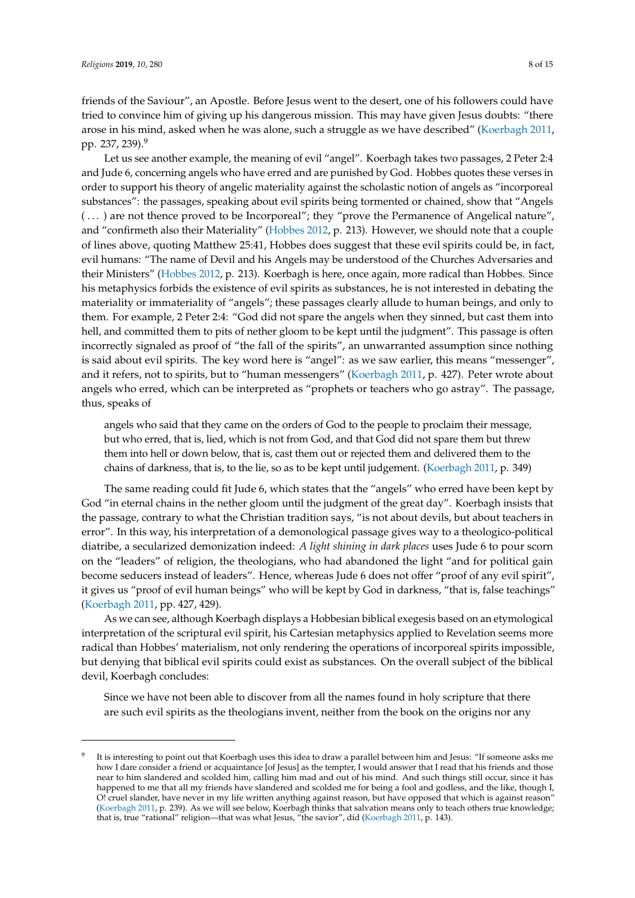friends of the Saviour", an Apostle. Before Jesus went to the desert, one of his followers could have tried to convince him of giving up his dangerous mission. This may have given Jesus doubts: "there arose in his mind, asked when he was alone, such a struggle as we have described" (Koerbagh 2011, pp. 237, 239).[9]

Let us see another example, the meaning of evil "angel". Koerbagh takes two passages, 2 Peter 2:4 and Jude 6, concerning angels who have erred and are punished by God. Hobbes quotes these verses in order to support his theory of angelic materiality against the scholastic notion of angels as "incorporeal substances": the passages, speaking about evil spirits being tormented or chained, show that "Angels ( ... ) are not thence proved to be Incorporeal"; they "prove the Permanence of Angelical nature", and "confirmeth also their Materiality" (Hobbes 2012, p. 213). However, we should note that a couple of lines above, quoting Matthew 25:41, Hobbes does suggest that these evil spirits could be, in fact, evil humans: "The name of Devil and his Angels may be understood of the Churches Adversaries and their Ministers" (Hobbes 2012, p. 213). Koerbagh is here, once again, more radical than Hobbes. Since his metaphysics forbids the existence of evil spirits as substances, he is not interested in debating the materiality or immateriality of "angels"; these passages clearly allude to human beings, and only to them. For example, 2 Peter 2:4: "God did not spare the angels when they sinned, but cast them into hell, and committed them to pits of nether gloom to be kept until the judgment". This passage is often incorrectly signaled as proof of "the fall of the spirits", an unwarranted assumption since nothing is said about evil spirits. The key word here is "angel": as we saw earlier, this means "messenger", and it refers, not to spirits, but to "human messengers" (Koerbagh 2011, p. 427). Peter wrote about angels who erred, which can be interpreted as "prophets or teachers who go astray". The passage, thus, speaks of

> angels who said that they came on the orders of God to the people to proclaim their message, but who erred, that is, lied, which is not from God, and that God did not spare them but threw them into hell or down below, that is, cast them out or rejected them and delivered them to the chains of darkness, that is, to the lie, so as to be kept until judgement. (Koerbagh 2011, p. 349)

The same reading could fit Jude 6, which states that the "angels" who erred have been kept by God "in eternal chains in the nether gloom until the judgment of the great day". Koerbagh insists that the passage, contrary to what the Christian tradition says, "is not about devils, but about teachers in error". In this way, his interpretation of a demonological passage gives way to a theologico-political diatribe, a secularized demonization indeed: *A light shining in dark places* uses Jude 6 to pour scorn on the "leaders" of religion, the theologians, who had abandoned the light "and for political gain become seducers instead of leaders". Hence, whereas Jude 6 does not offer "proof of any evil spirit", it gives us "proof of evil human beings" who will be kept by God in darkness, "that is, false teachings" (Koerbagh 2011, pp. 427, 429).

As we can see, although Koerbagh displays a Hobbesian biblical exegesis based on an etymological interpretation of the scriptural evil spirit, his Cartesian metaphysics applied to Revelation seems more radical than Hobbes' materialism, not only rendering the operations of incorporeal spirits impossible, but denying that biblical evil spirits could exist as substances. On the overall subject of the biblical devil, Koerbagh concludes:

> Since we have not been able to discover from all the names found in holy scripture that there are such evil spirits as the theologians invent, neither from the book on the origins nor any

---

[9] It is interesting to point out that Koerbagh uses this idea to draw a parallel between him and Jesus: "If someone asks me how I dare consider a friend or acquaintance [of Jesus] as the tempter, I would answer that I read that his friends and those near to him slandered and scolded him, calling him mad and out of his mind. And such things still occur, since it has happened to me that all my friends have slandered and scolded me for being a fool and godless, and the like, though I, O! cruel slander, have never in my life written anything against reason, but have opposed that which is against reason" (Koerbagh 2011, p. 239). As we will see below, Koerbagh thinks that salvation means only to teach others true knowledge; that is, true "rational" religion—that was what Jesus, "the savior", did (Koerbagh 2011, p. 143).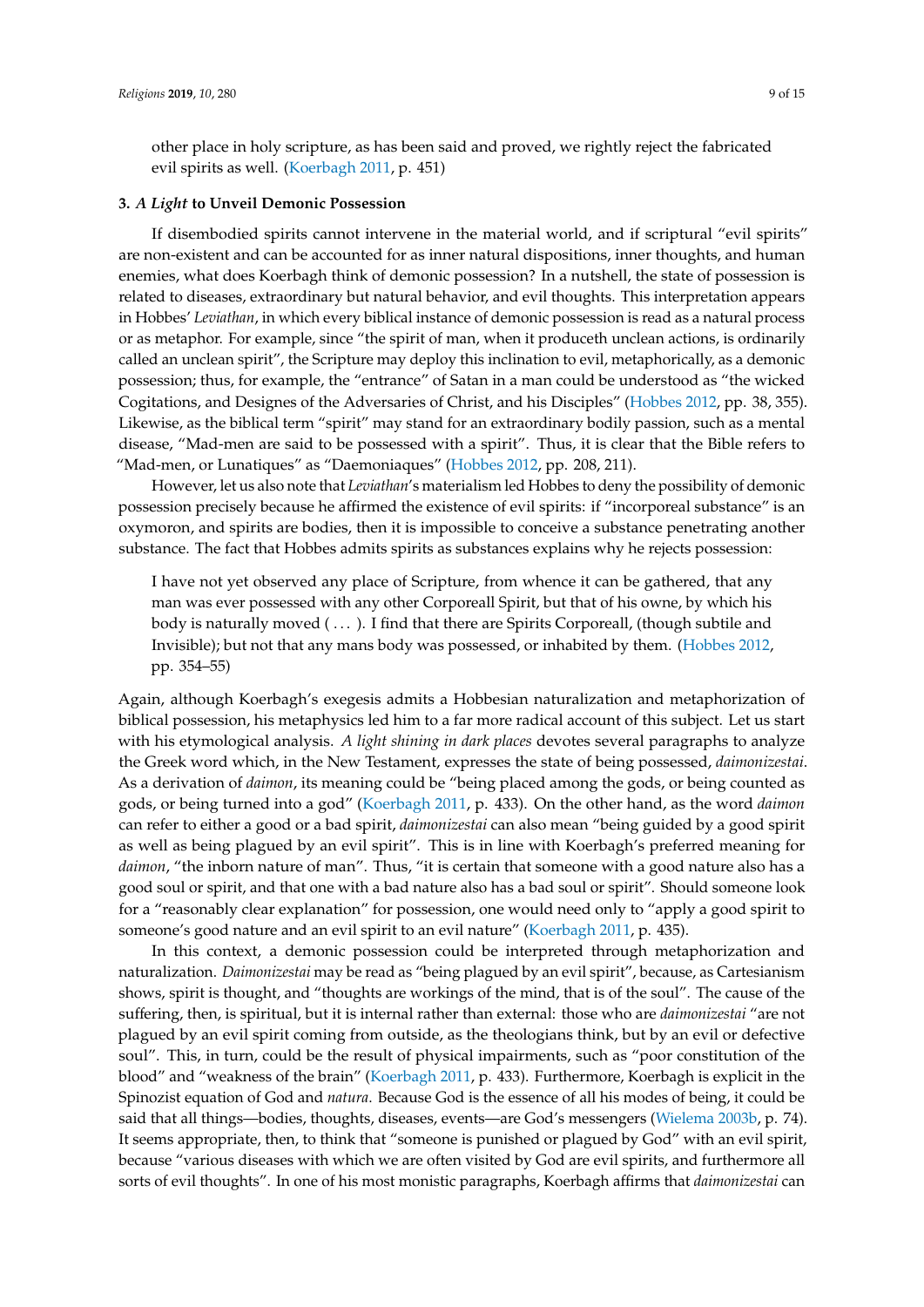other place in holy scripture, as has been said and proved, we rightly reject the fabricated evil spirits as well. (Koerbagh 2011, p. 451)

### 3. *A Light* to Unveil Demonic Possession

If disembodied spirits cannot intervene in the material world, and if scriptural "evil spirits" are non-existent and can be accounted for as inner natural dispositions, inner thoughts, and human enemies, what does Koerbagh think of demonic possession? In a nutshell, the state of possession is related to diseases, extraordinary but natural behavior, and evil thoughts. This interpretation appears in Hobbes' *Leviathan*, in which every biblical instance of demonic possession is read as a natural process or as metaphor. For example, since "the spirit of man, when it produceth unclean actions, is ordinarily called an unclean spirit", the Scripture may deploy this inclination to evil, metaphorically, as a demonic possession; thus, for example, the "entrance" of Satan in a man could be understood as "the wicked Cogitations, and Designes of the Adversaries of Christ, and his Disciples" (Hobbes 2012, pp. 38, 355). Likewise, as the biblical term "spirit" may stand for an extraordinary bodily passion, such as a mental disease, "Mad-men are said to be possessed with a spirit". Thus, it is clear that the Bible refers to "Mad-men, or Lunatiques" as "Daemoniaques" (Hobbes 2012, pp. 208, 211).

However, let us also note that *Leviathan*'s materialism led Hobbes to deny the possibility of demonic possession precisely because he affirmed the existence of evil spirits: if "incorporeal substance" is an oxymoron, and spirits are bodies, then it is impossible to conceive a substance penetrating another substance. The fact that Hobbes admits spirits as substances explains why he rejects possession:

> I have not yet observed any place of Scripture, from whence it can be gathered, that any man was ever possessed with any other Corporeall Spirit, but that of his owne, by which his body is naturally moved ( . . . ). I find that there are Spirits Corporeall, (though subtile and Invisible); but not that any mans body was possessed, or inhabited by them. (Hobbes 2012, pp. 354–55)

Again, although Koerbagh's exegesis admits a Hobbesian naturalization and metaphorization of biblical possession, his metaphysics led him to a far more radical account of this subject. Let us start with his etymological analysis. *A light shining in dark places* devotes several paragraphs to analyze the Greek word which, in the New Testament, expresses the state of being possessed, *daimonizestai*. As a derivation of *daimon*, its meaning could be "being placed among the gods, or being counted as gods, or being turned into a god" (Koerbagh 2011, p. 433). On the other hand, as the word *daimon* can refer to either a good or a bad spirit, *daimonizestai* can also mean "being guided by a good spirit as well as being plagued by an evil spirit". This is in line with Koerbagh's preferred meaning for *daimon*, "the inborn nature of man". Thus, "it is certain that someone with a good nature also has a good soul or spirit, and that one with a bad nature also has a bad soul or spirit". Should someone look for a "reasonably clear explanation" for possession, one would need only to "apply a good spirit to someone's good nature and an evil spirit to an evil nature" (Koerbagh 2011, p. 435).

In this context, a demonic possession could be interpreted through metaphorization and naturalization. *Daimonizestai* may be read as "being plagued by an evil spirit", because, as Cartesianism shows, spirit is thought, and "thoughts are workings of the mind, that is of the soul". The cause of the suffering, then, is spiritual, but it is internal rather than external: those who are *daimonizestai* "are not plagued by an evil spirit coming from outside, as the theologians think, but by an evil or defective soul". This, in turn, could be the result of physical impairments, such as "poor constitution of the blood" and "weakness of the brain" (Koerbagh 2011, p. 433). Furthermore, Koerbagh is explicit in the Spinozist equation of God and *natura*. Because God is the essence of all his modes of being, it could be said that all things—bodies, thoughts, diseases, events—are God's messengers (Wielema 2003b, p. 74). It seems appropriate, then, to think that "someone is punished or plagued by God" with an evil spirit, because "various diseases with which we are often visited by God are evil spirits, and furthermore all sorts of evil thoughts". In one of his most monistic paragraphs, Koerbagh affirms that *daimonizestai* can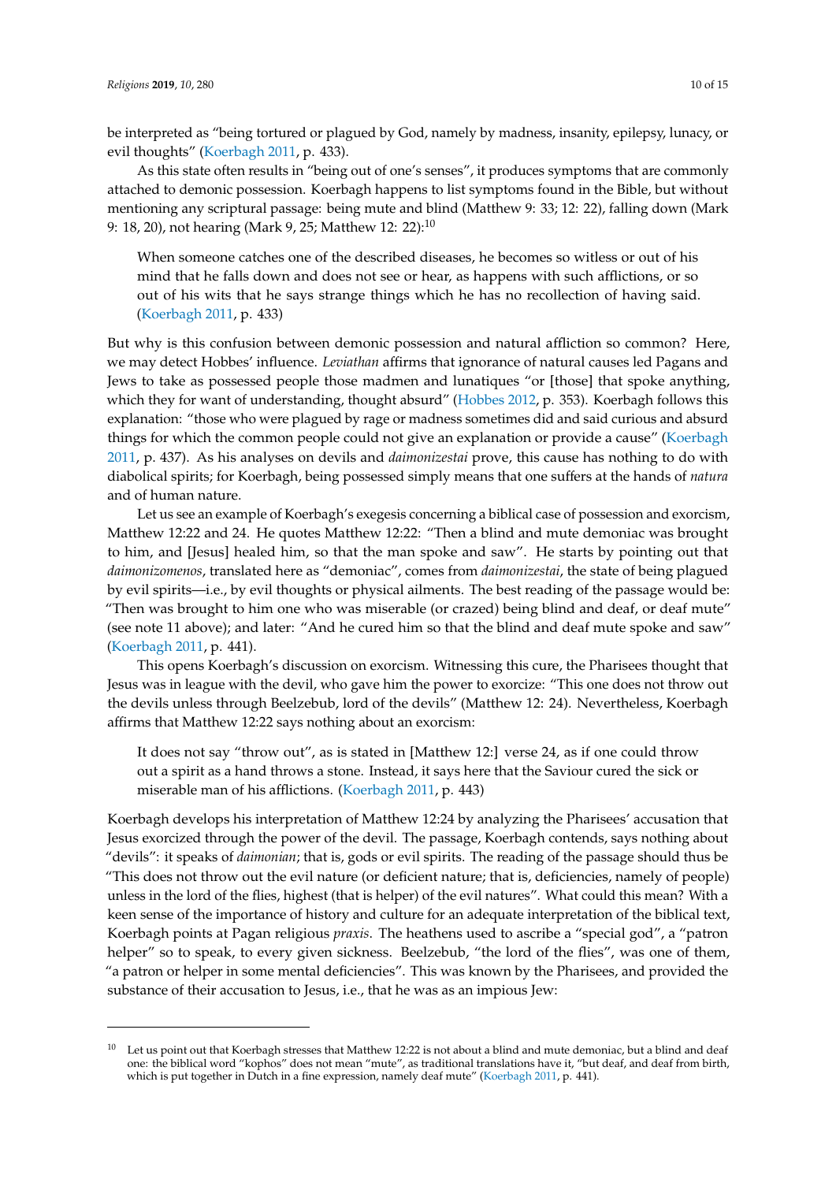be interpreted as "being tortured or plagued by God, namely by madness, insanity, epilepsy, lunacy, or evil thoughts" (Koerbagh 2011, p. 433).

As this state often results in "being out of one's senses", it produces symptoms that are commonly attached to demonic possession. Koerbagh happens to list symptoms found in the Bible, but without mentioning any scriptural passage: being mute and blind (Matthew 9: 33; 12: 22), falling down (Mark 9: 18, 20), not hearing (Mark 9, 25; Matthew 12: 22):[10]

> When someone catches one of the described diseases, he becomes so witless or out of his mind that he falls down and does not see or hear, as happens with such afflictions, or so out of his wits that he says strange things which he has no recollection of having said. (Koerbagh 2011, p. 433)

But why is this confusion between demonic possession and natural affliction so common? Here, we may detect Hobbes' influence. *Leviathan* affirms that ignorance of natural causes led Pagans and Jews to take as possessed people those madmen and lunatiques "or [those] that spoke anything, which they for want of understanding, thought absurd" (Hobbes 2012, p. 353). Koerbagh follows this explanation: "those who were plagued by rage or madness sometimes did and said curious and absurd things for which the common people could not give an explanation or provide a cause" (Koerbagh 2011, p. 437). As his analyses on devils and *daimonizestai* prove, this cause has nothing to do with diabolical spirits; for Koerbagh, being possessed simply means that one suffers at the hands of *natura* and of human nature.

Let us see an example of Koerbagh's exegesis concerning a biblical case of possession and exorcism, Matthew 12:22 and 24. He quotes Matthew 12:22: "Then a blind and mute demoniac was brought to him, and [Jesus] healed him, so that the man spoke and saw". He starts by pointing out that *daimonizomenos*, translated here as "demoniac", comes from *daimonizestai*, the state of being plagued by evil spirits—i.e., by evil thoughts or physical ailments. The best reading of the passage would be: "Then was brought to him one who was miserable (or crazed) being blind and deaf, or deaf mute" (see note 11 above); and later: "And he cured him so that the blind and deaf mute spoke and saw" (Koerbagh 2011, p. 441).

This opens Koerbagh's discussion on exorcism. Witnessing this cure, the Pharisees thought that Jesus was in league with the devil, who gave him the power to exorcize: "This one does not throw out the devils unless through Beelzebub, lord of the devils" (Matthew 12: 24). Nevertheless, Koerbagh affirms that Matthew 12:22 says nothing about an exorcism:

> It does not say "throw out", as is stated in [Matthew 12:] verse 24, as if one could throw out a spirit as a hand throws a stone. Instead, it says here that the Saviour cured the sick or miserable man of his afflictions. (Koerbagh 2011, p. 443)

Koerbagh develops his interpretation of Matthew 12:24 by analyzing the Pharisees' accusation that Jesus exorcized through the power of the devil. The passage, Koerbagh contends, says nothing about "devils": it speaks of *daimonian*; that is, gods or evil spirits. The reading of the passage should thus be "This does not throw out the evil nature (or deficient nature; that is, deficiencies, namely of people) unless in the lord of the flies, highest (that is helper) of the evil natures". What could this mean? With a keen sense of the importance of history and culture for an adequate interpretation of the biblical text, Koerbagh points at Pagan religious *praxis*. The heathens used to ascribe a "special god", a "patron helper" so to speak, to every given sickness. Beelzebub, "the lord of the flies", was one of them, "a patron or helper in some mental deficiencies". This was known by the Pharisees, and provided the substance of their accusation to Jesus, i.e., that he was as an impious Jew:

[10] Let us point out that Koerbagh stresses that Matthew 12:22 is not about a blind and mute demoniac, but a blind and deaf one: the biblical word "kophos" does not mean "mute", as traditional translations have it, "but deaf, and deaf from birth, which is put together in Dutch in a fine expression, namely deaf mute" (Koerbagh 2011, p. 441).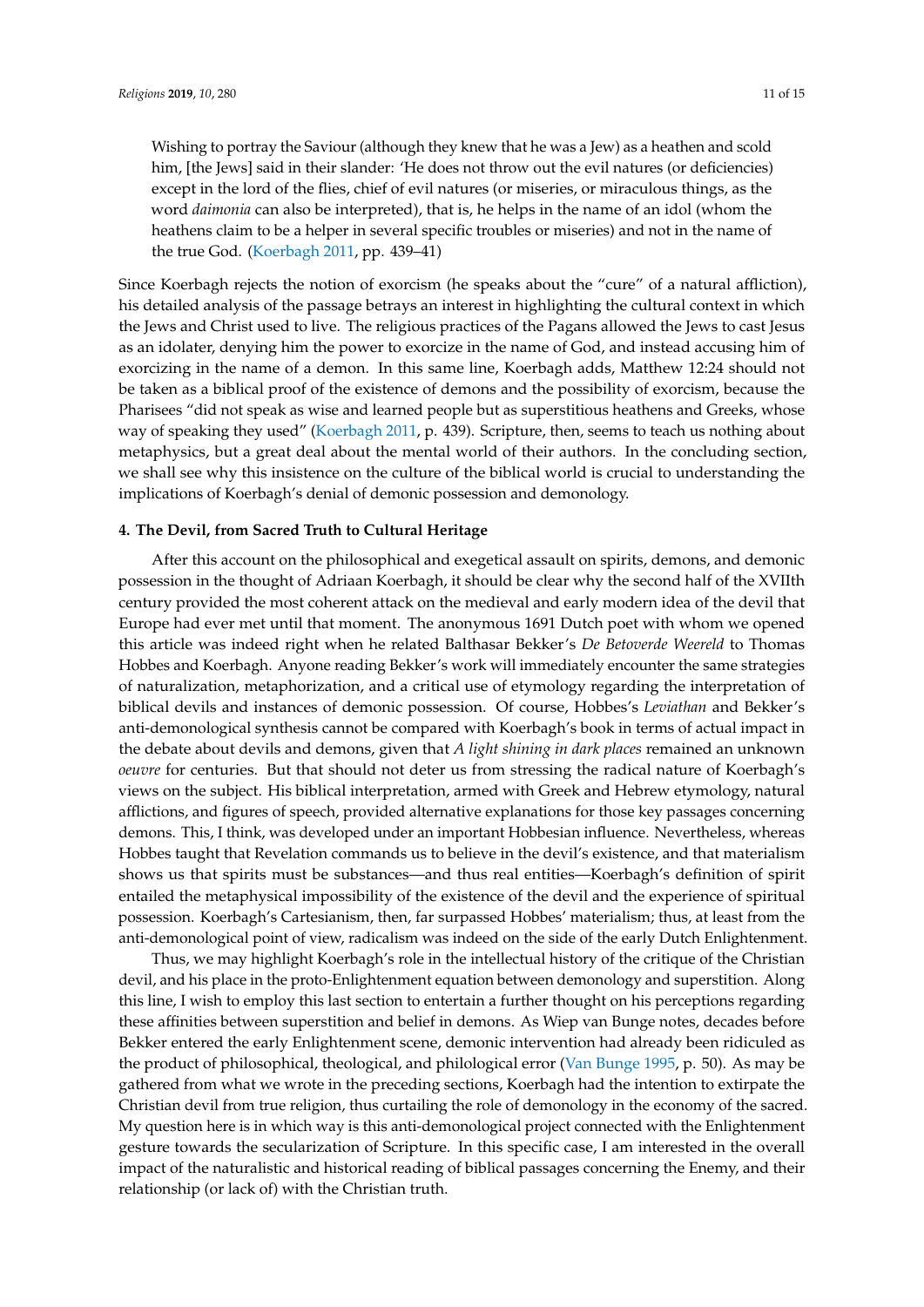> Wishing to portray the Saviour (although they knew that he was a Jew) as a heathen and scold him, [the Jews] said in their slander: 'He does not throw out the evil natures (or deficiencies) except in the lord of the flies, chief of evil natures (or miseries, or miraculous things, as the word *daimonia* can also be interpreted), that is, he helps in the name of an idol (whom the heathens claim to be a helper in several specific troubles or miseries) and not in the name of the true God. (Koerbagh 2011, pp. 439–41)

Since Koerbagh rejects the notion of exorcism (he speaks about the "cure" of a natural affliction), his detailed analysis of the passage betrays an interest in highlighting the cultural context in which the Jews and Christ used to live. The religious practices of the Pagans allowed the Jews to cast Jesus as an idolater, denying him the power to exorcize in the name of God, and instead accusing him of exorcizing in the name of a demon. In this same line, Koerbagh adds, Matthew 12:24 should not be taken as a biblical proof of the existence of demons and the possibility of exorcism, because the Pharisees "did not speak as wise and learned people but as superstitious heathens and Greeks, whose way of speaking they used" (Koerbagh 2011, p. 439). Scripture, then, seems to teach us nothing about metaphysics, but a great deal about the mental world of their authors. In the concluding section, we shall see why this insistence on the culture of the biblical world is crucial to understanding the implications of Koerbagh's denial of demonic possession and demonology.

## 4. The Devil, from Sacred Truth to Cultural Heritage

After this account on the philosophical and exegetical assault on spirits, demons, and demonic possession in the thought of Adriaan Koerbagh, it should be clear why the second half of the XVIIth century provided the most coherent attack on the medieval and early modern idea of the devil that Europe had ever met until that moment. The anonymous 1691 Dutch poet with whom we opened this article was indeed right when he related Balthasar Bekker's *De Betoverde Weereld* to Thomas Hobbes and Koerbagh. Anyone reading Bekker's work will immediately encounter the same strategies of naturalization, metaphorization, and a critical use of etymology regarding the interpretation of biblical devils and instances of demonic possession. Of course, Hobbes's *Leviathan* and Bekker's anti-demonological synthesis cannot be compared with Koerbagh's book in terms of actual impact in the debate about devils and demons, given that *A light shining in dark places* remained an unknown *oeuvre* for centuries. But that should not deter us from stressing the radical nature of Koerbagh's views on the subject. His biblical interpretation, armed with Greek and Hebrew etymology, natural afflictions, and figures of speech, provided alternative explanations for those key passages concerning demons. This, I think, was developed under an important Hobbesian influence. Nevertheless, whereas Hobbes taught that Revelation commands us to believe in the devil's existence, and that materialism shows us that spirits must be substances—and thus real entities—Koerbagh's definition of spirit entailed the metaphysical impossibility of the existence of the devil and the experience of spiritual possession. Koerbagh's Cartesianism, then, far surpassed Hobbes' materialism; thus, at least from the anti-demonological point of view, radicalism was indeed on the side of the early Dutch Enlightenment.

Thus, we may highlight Koerbagh's role in the intellectual history of the critique of the Christian devil, and his place in the proto-Enlightenment equation between demonology and superstition. Along this line, I wish to employ this last section to entertain a further thought on his perceptions regarding these affinities between superstition and belief in demons. As Wiep van Bunge notes, decades before Bekker entered the early Enlightenment scene, demonic intervention had already been ridiculed as the product of philosophical, theological, and philological error (Van Bunge 1995, p. 50). As may be gathered from what we wrote in the preceding sections, Koerbagh had the intention to extirpate the Christian devil from true religion, thus curtailing the role of demonology in the economy of the sacred. My question here is in which way is this anti-demonological project connected with the Enlightenment gesture towards the secularization of Scripture. In this specific case, I am interested in the overall impact of the naturalistic and historical reading of biblical passages concerning the Enemy, and their relationship (or lack of) with the Christian truth.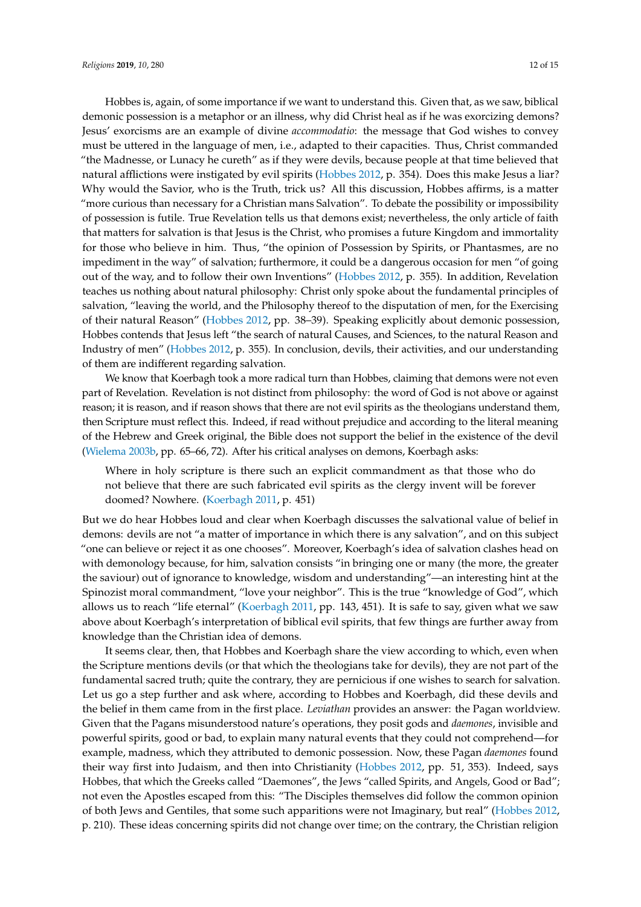Hobbes is, again, of some importance if we want to understand this. Given that, as we saw, biblical demonic possession is a metaphor or an illness, why did Christ heal as if he was exorcizing demons? Jesus' exorcisms are an example of divine *accommodatio*: the message that God wishes to convey must be uttered in the language of men, i.e., adapted to their capacities. Thus, Christ commanded "the Madnesse, or Lunacy he cureth" as if they were devils, because people at that time believed that natural afflictions were instigated by evil spirits (Hobbes 2012, p. 354). Does this make Jesus a liar? Why would the Savior, who is the Truth, trick us? All this discussion, Hobbes affirms, is a matter "more curious than necessary for a Christian mans Salvation". To debate the possibility or impossibility of possession is futile. True Revelation tells us that demons exist; nevertheless, the only article of faith that matters for salvation is that Jesus is the Christ, who promises a future Kingdom and immortality for those who believe in him. Thus, "the opinion of Possession by Spirits, or Phantasmes, are no impediment in the way" of salvation; furthermore, it could be a dangerous occasion for men "of going out of the way, and to follow their own Inventions" (Hobbes 2012, p. 355). In addition, Revelation teaches us nothing about natural philosophy: Christ only spoke about the fundamental principles of salvation, "leaving the world, and the Philosophy thereof to the disputation of men, for the Exercising of their natural Reason" (Hobbes 2012, pp. 38–39). Speaking explicitly about demonic possession, Hobbes contends that Jesus left "the search of natural Causes, and Sciences, to the natural Reason and Industry of men" (Hobbes 2012, p. 355). In conclusion, devils, their activities, and our understanding of them are indifferent regarding salvation.

We know that Koerbagh took a more radical turn than Hobbes, claiming that demons were not even part of Revelation. Revelation is not distinct from philosophy: the word of God is not above or against reason; it is reason, and if reason shows that there are not evil spirits as the theologians understand them, then Scripture must reflect this. Indeed, if read without prejudice and according to the literal meaning of the Hebrew and Greek original, the Bible does not support the belief in the existence of the devil (Wielema 2003b, pp. 65–66, 72). After his critical analyses on demons, Koerbagh asks:

> Where in holy scripture is there such an explicit commandment as that those who do not believe that there are such fabricated evil spirits as the clergy invent will be forever doomed? Nowhere. (Koerbagh 2011, p. 451)

But we do hear Hobbes loud and clear when Koerbagh discusses the salvational value of belief in demons: devils are not "a matter of importance in which there is any salvation", and on this subject "one can believe or reject it as one chooses". Moreover, Koerbagh's idea of salvation clashes head on with demonology because, for him, salvation consists "in bringing one or many (the more, the greater the saviour) out of ignorance to knowledge, wisdom and understanding"—an interesting hint at the Spinozist moral commandment, "love your neighbor". This is the true "knowledge of God", which allows us to reach "life eternal" (Koerbagh 2011, pp. 143, 451). It is safe to say, given what we saw above about Koerbagh's interpretation of biblical evil spirits, that few things are further away from knowledge than the Christian idea of demons.

It seems clear, then, that Hobbes and Koerbagh share the view according to which, even when the Scripture mentions devils (or that which the theologians take for devils), they are not part of the fundamental sacred truth; quite the contrary, they are pernicious if one wishes to search for salvation. Let us go a step further and ask where, according to Hobbes and Koerbagh, did these devils and the belief in them came from in the first place. *Leviathan* provides an answer: the Pagan worldview. Given that the Pagans misunderstood nature's operations, they posit gods and *daemones*, invisible and powerful spirits, good or bad, to explain many natural events that they could not comprehend—for example, madness, which they attributed to demonic possession. Now, these Pagan *daemones* found their way first into Judaism, and then into Christianity (Hobbes 2012, pp. 51, 353). Indeed, says Hobbes, that which the Greeks called "Daemones", the Jews "called Spirits, and Angels, Good or Bad"; not even the Apostles escaped from this: "The Disciples themselves did follow the common opinion of both Jews and Gentiles, that some such apparitions were not Imaginary, but real" (Hobbes 2012, p. 210). These ideas concerning spirits did not change over time; on the contrary, the Christian religion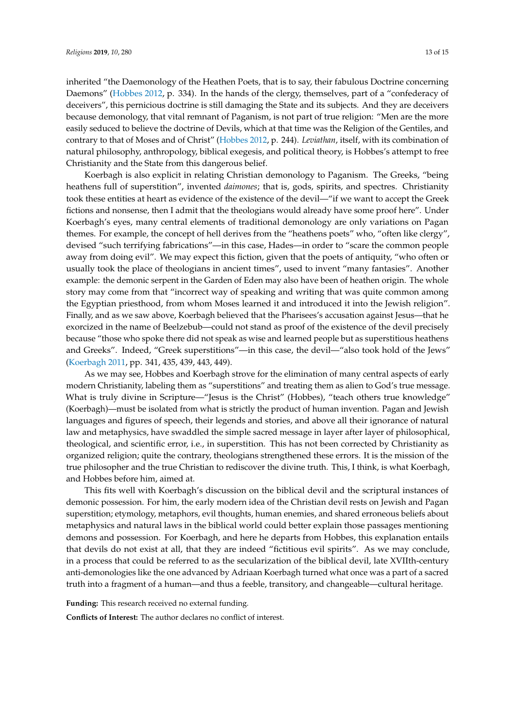inherited "the Daemonology of the Heathen Poets, that is to say, their fabulous Doctrine concerning Daemons" (Hobbes 2012, p. 334). In the hands of the clergy, themselves, part of a "confederacy of deceivers", this pernicious doctrine is still damaging the State and its subjects. And they are deceivers because demonology, that vital remnant of Paganism, is not part of true religion: "Men are the more easily seduced to believe the doctrine of Devils, which at that time was the Religion of the Gentiles, and contrary to that of Moses and of Christ" (Hobbes 2012, p. 244). *Leviathan*, itself, with its combination of natural philosophy, anthropology, biblical exegesis, and political theory, is Hobbes's attempt to free Christianity and the State from this dangerous belief.

Koerbagh is also explicit in relating Christian demonology to Paganism. The Greeks, "being heathens full of superstition", invented *daimones*; that is, gods, spirits, and spectres. Christianity took these entities at heart as evidence of the existence of the devil—"if we want to accept the Greek fictions and nonsense, then I admit that the theologians would already have some proof here". Under Koerbagh's eyes, many central elements of traditional demonology are only variations on Pagan themes. For example, the concept of hell derives from the "heathens poets" who, "often like clergy", devised "such terrifying fabrications"—in this case, Hades—in order to "scare the common people away from doing evil". We may expect this fiction, given that the poets of antiquity, "who often or usually took the place of theologians in ancient times", used to invent "many fantasies". Another example: the demonic serpent in the Garden of Eden may also have been of heathen origin. The whole story may come from that "incorrect way of speaking and writing that was quite common among the Egyptian priesthood, from whom Moses learned it and introduced it into the Jewish religion". Finally, and as we saw above, Koerbagh believed that the Pharisees's accusation against Jesus—that he exorcized in the name of Beelzebub—could not stand as proof of the existence of the devil precisely because "those who spoke there did not speak as wise and learned people but as superstitious heathens and Greeks". Indeed, "Greek superstitions"—in this case, the devil—"also took hold of the Jews" (Koerbagh 2011, pp. 341, 435, 439, 443, 449).

As we may see, Hobbes and Koerbagh strove for the elimination of many central aspects of early modern Christianity, labeling them as "superstitions" and treating them as alien to God's true message. What is truly divine in Scripture—"Jesus is the Christ" (Hobbes), "teach others true knowledge" (Koerbagh)—must be isolated from what is strictly the product of human invention. Pagan and Jewish languages and figures of speech, their legends and stories, and above all their ignorance of natural law and metaphysics, have swaddled the simple sacred message in layer after layer of philosophical, theological, and scientific error, i.e., in superstition. This has not been corrected by Christianity as organized religion; quite the contrary, theologians strengthened these errors. It is the mission of the true philosopher and the true Christian to rediscover the divine truth. This, I think, is what Koerbagh, and Hobbes before him, aimed at.

This fits well with Koerbagh's discussion on the biblical devil and the scriptural instances of demonic possession. For him, the early modern idea of the Christian devil rests on Jewish and Pagan superstition; etymology, metaphors, evil thoughts, human enemies, and shared erroneous beliefs about metaphysics and natural laws in the biblical world could better explain those passages mentioning demons and possession. For Koerbagh, and here he departs from Hobbes, this explanation entails that devils do not exist at all, that they are indeed "fictitious evil spirits". As we may conclude, in a process that could be referred to as the secularization of the biblical devil, late XVIIth-century anti-demonologies like the one advanced by Adriaan Koerbagh turned what once was a part of a sacred truth into a fragment of a human—and thus a feeble, transitory, and changeable—cultural heritage.

**Funding:** This research received no external funding.

**Conflicts of Interest:** The author declares no conflict of interest.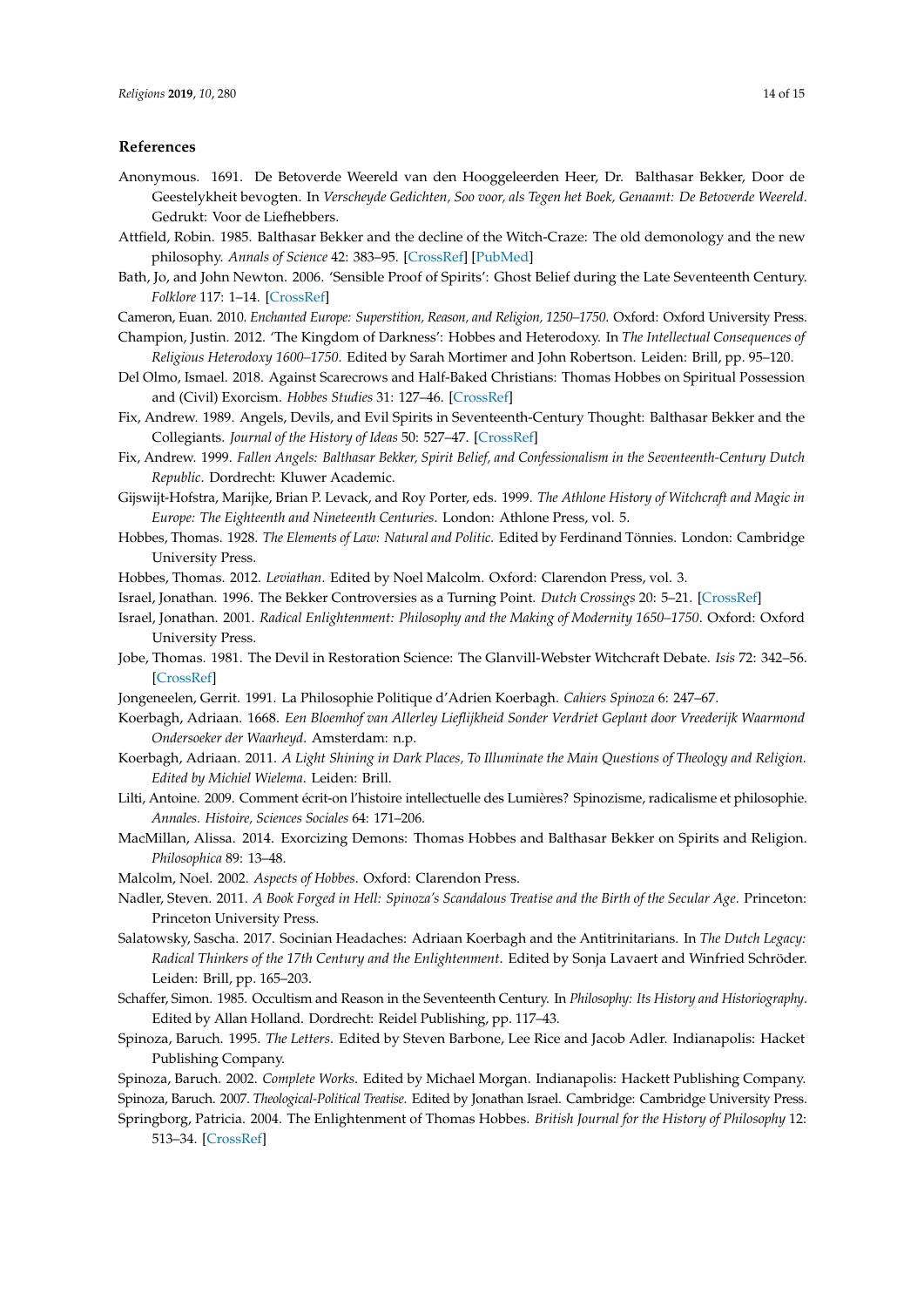## References

Anonymous. 1691. De Betoverde Weereld van den Hooggeleerden Heer, Dr. Balthasar Bekker, Door de Geestelykheit bevogten. In *Verscheyde Gedichten, Soo voor, als Tegen het Boek, Genaamt: De Betoverde Weereld*. Gedrukt: Voor de Liefhebbers.

Attfield, Robin. 1985. Balthasar Bekker and the decline of the Witch-Craze: The old demonology and the new philosophy. *Annals of Science* 42: 383–95. [CrossRef] [PubMed]

Bath, Jo, and John Newton. 2006. 'Sensible Proof of Spirits': Ghost Belief during the Late Seventeenth Century. *Folklore* 117: 1–14. [CrossRef]

Cameron, Euan. 2010. *Enchanted Europe: Superstition, Reason, and Religion, 1250–1750*. Oxford: Oxford University Press.

Champion, Justin. 2012. 'The Kingdom of Darkness': Hobbes and Heterodoxy. In *The Intellectual Consequences of Religious Heterodoxy 1600–1750*. Edited by Sarah Mortimer and John Robertson. Leiden: Brill, pp. 95–120.

Del Olmo, Ismael. 2018. Against Scarecrows and Half-Baked Christians: Thomas Hobbes on Spiritual Possession and (Civil) Exorcism. *Hobbes Studies* 31: 127–46. [CrossRef]

Fix, Andrew. 1989. Angels, Devils, and Evil Spirits in Seventeenth-Century Thought: Balthasar Bekker and the Collegiants. *Journal of the History of Ideas* 50: 527–47. [CrossRef]

Fix, Andrew. 1999. *Fallen Angels: Balthasar Bekker, Spirit Belief, and Confessionalism in the Seventeenth-Century Dutch Republic*. Dordrecht: Kluwer Academic.

Gijswijt-Hofstra, Marijke, Brian P. Levack, and Roy Porter, eds. 1999. *The Athlone History of Witchcraft and Magic in Europe: The Eighteenth and Nineteenth Centuries*. London: Athlone Press, vol. 5.

Hobbes, Thomas. 1928. *The Elements of Law: Natural and Politic*. Edited by Ferdinand Tönnies. London: Cambridge University Press.

Hobbes, Thomas. 2012. *Leviathan*. Edited by Noel Malcolm. Oxford: Clarendon Press, vol. 3.

Israel, Jonathan. 1996. The Bekker Controversies as a Turning Point. *Dutch Crossings* 20: 5–21. [CrossRef]

Israel, Jonathan. 2001. *Radical Enlightenment: Philosophy and the Making of Modernity 1650–1750*. Oxford: Oxford University Press.

Jobe, Thomas. 1981. The Devil in Restoration Science: The Glanvill-Webster Witchcraft Debate. *Isis* 72: 342–56. [CrossRef]

Jongeneelen, Gerrit. 1991. La Philosophie Politique d'Adrien Koerbagh. *Cahiers Spinoza* 6: 247–67.

Koerbagh, Adriaan. 1668. *Een Bloemhof van Allerley Lieflijkheid Sonder Verdriet Geplant door Vreederijk Waarmond Ondersoeker der Waarheyd*. Amsterdam: n.p.

Koerbagh, Adriaan. 2011. *A Light Shining in Dark Places, To Illuminate the Main Questions of Theology and Religion. Edited by Michiel Wielema*. Leiden: Brill.

Lilti, Antoine. 2009. Comment écrit-on l'histoire intellectuelle des Lumières? Spinozisme, radicalisme et philosophie. *Annales. Histoire, Sciences Sociales* 64: 171–206.

MacMillan, Alissa. 2014. Exorcizing Demons: Thomas Hobbes and Balthasar Bekker on Spirits and Religion. *Philosophica* 89: 13–48.

Malcolm, Noel. 2002. *Aspects of Hobbes*. Oxford: Clarendon Press.

Nadler, Steven. 2011. *A Book Forged in Hell: Spinoza's Scandalous Treatise and the Birth of the Secular Age*. Princeton: Princeton University Press.

Salatowsky, Sascha. 2017. Socinian Headaches: Adriaan Koerbagh and the Antitrinitarians. In *The Dutch Legacy: Radical Thinkers of the 17th Century and the Enlightenment*. Edited by Sonja Lavaert and Winfried Schröder. Leiden: Brill, pp. 165–203.

Schaffer, Simon. 1985. Occultism and Reason in the Seventeenth Century. In *Philosophy: Its History and Historiography*. Edited by Allan Holland. Dordrecht: Reidel Publishing, pp. 117–43.

Spinoza, Baruch. 1995. *The Letters*. Edited by Steven Barbone, Lee Rice and Jacob Adler. Indianapolis: Hacket Publishing Company.

Spinoza, Baruch. 2002. *Complete Works*. Edited by Michael Morgan. Indianapolis: Hackett Publishing Company.

Spinoza, Baruch. 2007. *Theological-Political Treatise*. Edited by Jonathan Israel. Cambridge: Cambridge University Press.

Springborg, Patricia. 2004. The Enlightenment of Thomas Hobbes. *British Journal for the History of Philosophy* 12: 513–34. [CrossRef]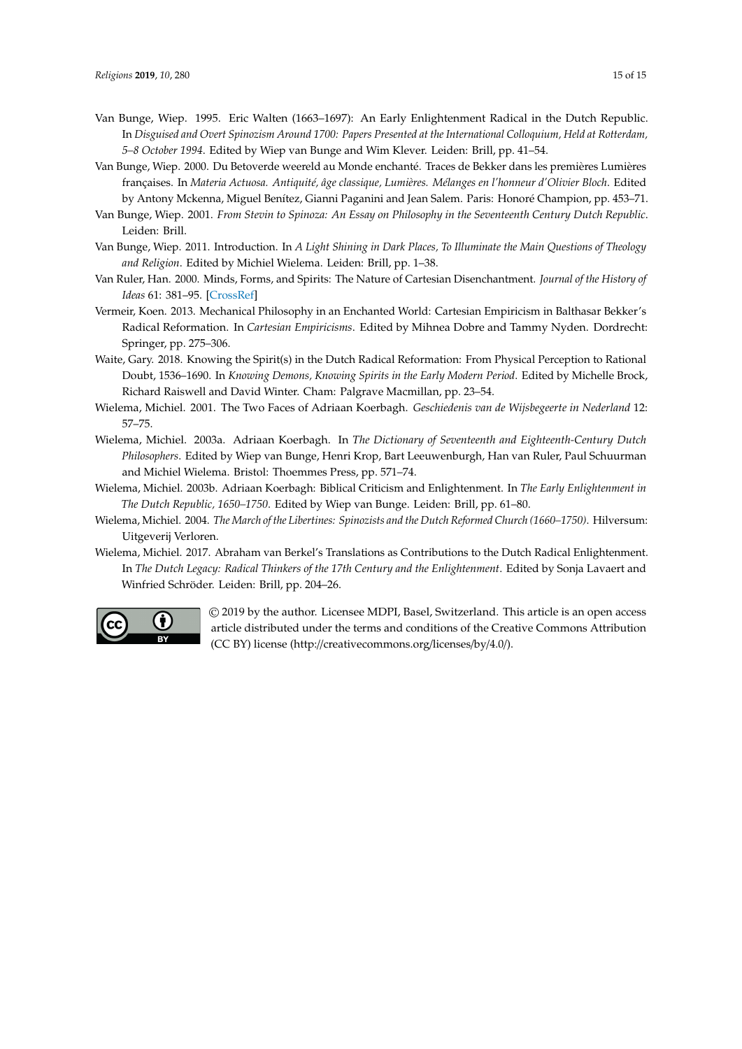Van Bunge, Wiep. 1995. Eric Walten (1663–1697): An Early Enlightenment Radical in the Dutch Republic. In *Disguised and Overt Spinozism Around 1700: Papers Presented at the International Colloquium, Held at Rotterdam, 5–8 October 1994*. Edited by Wiep van Bunge and Wim Klever. Leiden: Brill, pp. 41–54.

Van Bunge, Wiep. 2000. Du Betoverde weereld au Monde enchanté. Traces de Bekker dans les premières Lumières françaises. In *Materia Actuosa. Antiquité, âge classique, Lumières. Mélanges en l'honneur d'Olivier Bloch*. Edited by Antony Mckenna, Miguel Benítez, Gianni Paganini and Jean Salem. Paris: Honoré Champion, pp. 453–71.

Van Bunge, Wiep. 2001. *From Stevin to Spinoza: An Essay on Philosophy in the Seventeenth Century Dutch Republic*. Leiden: Brill.

Van Bunge, Wiep. 2011. Introduction. In *A Light Shining in Dark Places, To Illuminate the Main Questions of Theology and Religion*. Edited by Michiel Wielema. Leiden: Brill, pp. 1–38.

Van Ruler, Han. 2000. Minds, Forms, and Spirits: The Nature of Cartesian Disenchantment. *Journal of the History of Ideas* 61: 381–95. [CrossRef]

Vermeir, Koen. 2013. Mechanical Philosophy in an Enchanted World: Cartesian Empiricism in Balthasar Bekker's Radical Reformation. In *Cartesian Empiricisms*. Edited by Mihnea Dobre and Tammy Nyden. Dordrecht: Springer, pp. 275–306.

Waite, Gary. 2018. Knowing the Spirit(s) in the Dutch Radical Reformation: From Physical Perception to Rational Doubt, 1536–1690. In *Knowing Demons, Knowing Spirits in the Early Modern Period*. Edited by Michelle Brock, Richard Raiswell and David Winter. Cham: Palgrave Macmillan, pp. 23–54.

Wielema, Michiel. 2001. The Two Faces of Adriaan Koerbagh. *Geschiedenis van de Wijsbegeerte in Nederland* 12: 57–75.

Wielema, Michiel. 2003a. Adriaan Koerbagh. In *The Dictionary of Seventeenth and Eighteenth-Century Dutch Philosophers*. Edited by Wiep van Bunge, Henri Krop, Bart Leeuwenburgh, Han van Ruler, Paul Schuurman and Michiel Wielema. Bristol: Thoemmes Press, pp. 571–74.

Wielema, Michiel. 2003b. Adriaan Koerbagh: Biblical Criticism and Enlightenment. In *The Early Enlightenment in The Dutch Republic, 1650–1750*. Edited by Wiep van Bunge. Leiden: Brill, pp. 61–80.

Wielema, Michiel. 2004. *The March of the Libertines: Spinozists and the Dutch Reformed Church (1660–1750)*. Hilversum: Uitgeverij Verloren.

Wielema, Michiel. 2017. Abraham van Berkel's Translations as Contributions to the Dutch Radical Enlightenment. In *The Dutch Legacy: Radical Thinkers of the 17th Century and the Enlightenment*. Edited by Sonja Lavaert and Winfried Schröder. Leiden: Brill, pp. 204–26.

© 2019 by the author. Licensee MDPI, Basel, Switzerland. This article is an open access article distributed under the terms and conditions of the Creative Commons Attribution (CC BY) license (http://creativecommons.org/licenses/by/4.0/).